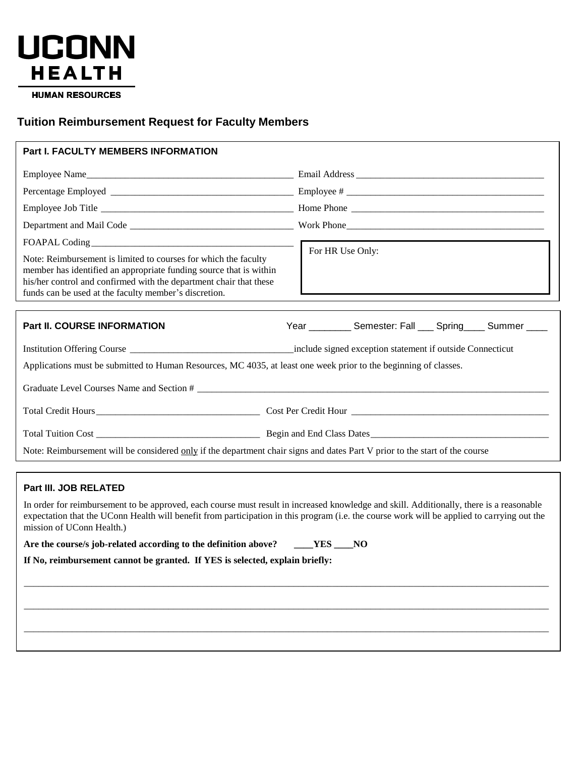**UCONN HEALTH**

**HUMAN RESOURCES**

## Tuition Reimbursement Request for Faculty Members

### Part I. FACULTY MEMBERS INFORMATION

Employee Name\_\_\_\_\_\_\_\_\_\_\_\_\_\_\_\_\_\_\_\_\_\_\_\_\_\_\_\_\_\_\_\_\_\_\_\_\_\_\_\_\_\_\_\_ Email Address \_\_\_\_\_\_\_\_\_\_\_\_\_\_\_\_\_\_\_\_\_\_\_\_\_\_\_\_\_\_\_\_\_\_\_\_\_\_\_\_

Percentage Employed \_\_\_\_\_\_\_\_\_\_\_\_\_\_\_\_\_\_\_\_\_\_\_\_\_\_\_\_\_\_\_\_\_\_\_\_\_\_ Employee # \_\_\_\_\_\_\_\_\_\_\_\_\_\_\_\_\_\_\_\_\_\_\_\_\_\_\_\_\_\_\_\_\_\_\_\_\_\_\_\_\_\_

Employee Job Title \_\_\_\_\_\_\_\_\_\_\_\_\_\_\_\_\_\_\_\_\_\_\_\_\_\_\_\_\_\_\_\_\_\_\_\_\_\_\_ Home Phone \_\_\_\_\_\_\_\_\_\_\_\_\_\_\_\_\_\_\_\_\_\_\_\_\_\_\_\_\_\_\_\_\_\_\_\_\_\_\_\_\_

Department and Mail Code \_\_\_\_\_\_\_\_\_\_\_\_\_\_\_\_\_\_\_\_\_\_\_\_\_\_\_\_\_\_\_\_\_\_\_ Work Phone\_\_\_\_\_\_\_\_\_\_\_\_\_\_\_\_\_\_\_\_\_\_\_\_\_\_\_\_\_\_\_\_\_\_\_\_\_\_\_\_\_\_

FOAPAL Coding\_\_\_\_\_\_\_\_\_\_\_\_\_\_\_\_\_\_\_\_\_\_\_\_\_\_\_\_\_\_\_\_\_\_\_\_\_\_\_\_\_\_\_

Note: Reimbursement is limited to courses for which the faculty member has identified an appropriate funding source that is within his/her control and confirmed with the department chair that these funds can be used at the faculty member's discretion.

For HR Use Only:

### Part II. COURSE INFORMATION

Year \_\_\_\_\_\_\_\_ Semester: Fall \_\_\_ Spring\_\_\_\_ Summer \_\_\_\_

Institution Offering Course \_\_\_\_\_\_\_\_\_\_\_\_\_\_\_\_\_\_\_\_\_\_\_\_\_\_\_\_\_\_\_\_\_\_include signed exception statement if outside Connecticut

Applications must be submitted to Human Resources, MC 4035, at least one week prior to the beginning of classes.

Graduate Level Courses Name and Section # \_\_\_\_\_\_\_\_\_\_\_\_\_\_\_\_\_\_\_\_\_\_\_\_\_\_\_\_\_\_\_\_\_\_\_\_\_\_\_\_\_\_\_\_\_\_\_\_\_\_\_\_\_\_\_\_\_\_\_\_\_\_\_\_\_\_\_\_\_\_\_\_\_\_\_\_

Total Credit Hours\_\_\_\_\_\_\_\_\_\_\_\_\_\_\_\_\_\_\_\_\_\_\_\_\_\_\_\_\_\_\_\_\_\_ Cost Per Credit Hour \_\_\_\_\_\_\_\_\_\_\_\_\_\_\_\_\_\_\_\_\_\_\_\_\_\_\_\_\_\_\_\_\_\_\_\_\_\_\_\_\_

Total Tuition Cost \_\_\_\_\_\_\_\_\_\_\_\_\_\_\_\_\_\_\_\_\_\_\_\_\_\_\_\_\_\_\_\_\_\_\_ Begin and End Class Dates\_\_\_\_\_\_\_\_\_\_\_\_\_\_\_\_\_\_\_\_\_\_\_\_\_\_\_\_\_\_\_\_\_\_\_\_\_\_

Note: Reimbursement will be considered only if the department chair signs and dates Part V prior to the start of the course

### Part III. JOB RELATED

In order for reimbursement to be approved, each course must result in increased knowledge and skill. Additionally, there is a reasonable expectation that the UConn Health will benefit from participation in this program (i.e. the course work will be applied to carrying out the mission of UConn Health.)

**Are the course/s job-related according to the definition above? \_\_\_\_YES \_\_\_\_NO**

**If No, reimbursement cannot be granted. If YES is selected, explain briefly:**

\_\_\_\_\_\_\_\_\_\_\_\_\_\_\_\_\_\_\_\_\_\_\_\_\_\_\_\_\_\_\_\_\_\_\_\_\_\_\_\_\_\_\_\_\_\_\_\_\_\_\_\_\_\_\_\_\_\_\_\_\_\_\_\_\_\_\_\_\_\_\_\_\_\_\_\_\_\_\_\_\_\_\_\_\_\_\_\_\_\_\_\_\_\_\_\_\_\_\_\_\_\_\_\_\_\_

\_\_\_\_\_\_\_\_\_\_\_\_\_\_\_\_\_\_\_\_\_\_\_\_\_\_\_\_\_\_\_\_\_\_\_\_\_\_\_\_\_\_\_\_\_\_\_\_\_\_\_\_\_\_\_\_\_\_\_\_\_\_\_\_\_\_\_\_\_\_\_\_\_\_\_\_\_\_\_\_\_\_\_\_\_\_\_\_\_\_\_\_\_\_\_\_\_\_\_\_\_\_\_\_\_\_

\_\_\_\_\_\_\_\_\_\_\_\_\_\_\_\_\_\_\_\_\_\_\_\_\_\_\_\_\_\_\_\_\_\_\_\_\_\_\_\_\_\_\_\_\_\_\_\_\_\_\_\_\_\_\_\_\_\_\_\_\_\_\_\_\_\_\_\_\_\_\_\_\_\_\_\_\_\_\_\_\_\_\_\_\_\_\_\_\_\_\_\_\_\_\_\_\_\_\_\_\_\_\_\_\_\_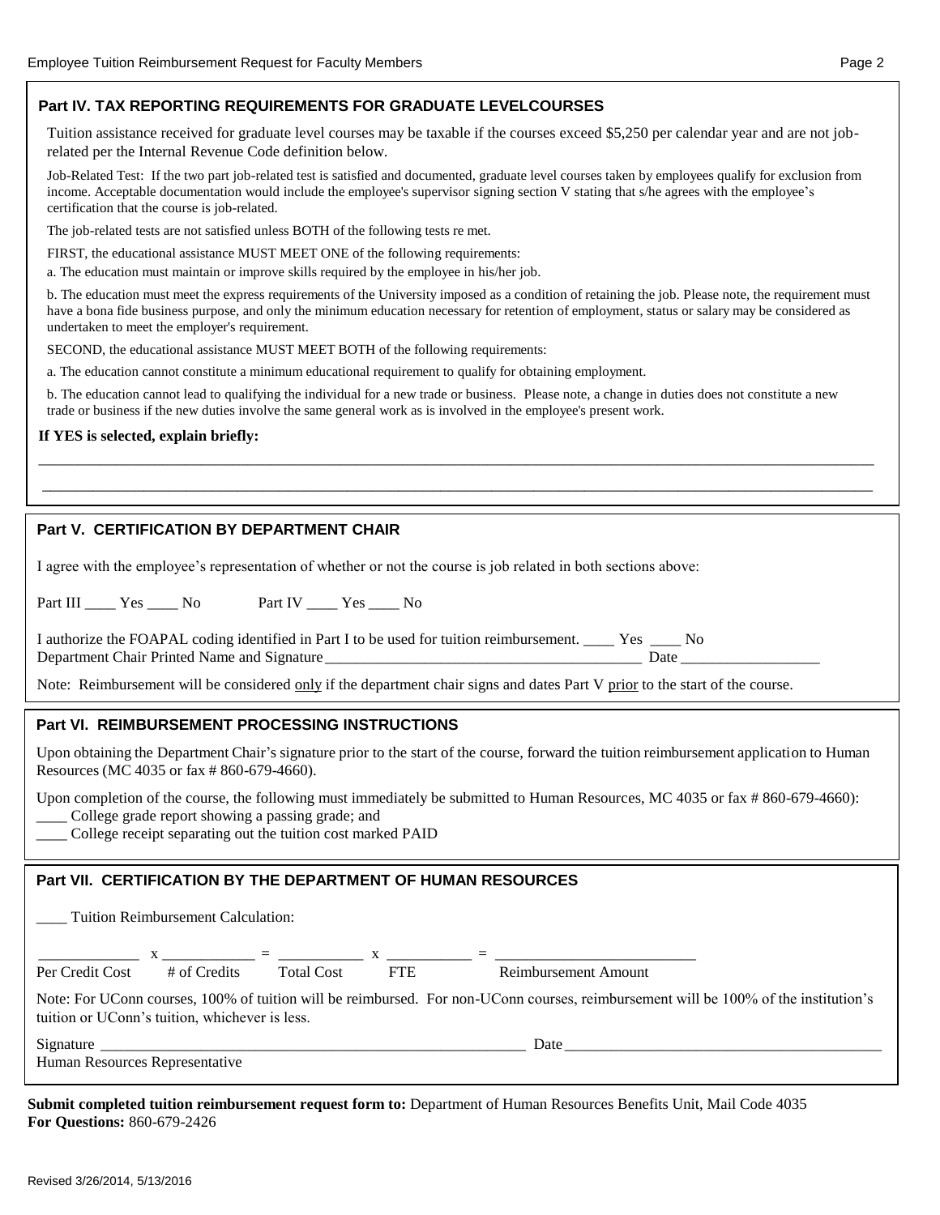## Part IV. TAX REPORTING REQUIREMENTS FOR GRADUATE LEVELCOURSES

Tuition assistance received for graduate level courses may be taxable if the courses exceed $5,250 per calendar year and are not job-related per the Internal Revenue Code definition below.

Job-Related Test: If the two part job-related test is satisfied and documented, graduate level courses taken by employees qualify for exclusion from income. Acceptable documentation would include the employee's supervisor signing section V stating that s/he agrees with the employee's certification that the course is job-related.

The job-related tests are not satisfied unless BOTH of the following tests re met.

FIRST, the educational assistance MUST MEET ONE of the following requirements:

a. The education must maintain or improve skills required by the employee in his/her job.

b. The education must meet the express requirements of the University imposed as a condition of retaining the job. Please note, the requirement must have a bona fide business purpose, and only the minimum education necessary for retention of employment, status or salary may be considered as undertaken to meet the employer's requirement.

SECOND, the educational assistance MUST MEET BOTH of the following requirements:

a. The education cannot constitute a minimum educational requirement to qualify for obtaining employment.

b. The education cannot lead to qualifying the individual for a new trade or business. Please note, a change in duties does not constitute a new trade or business if the new duties involve the same general work as is involved in the employee's present work.

**If YES is selected, explain briefly:**

_______________________________________________________________________________________________________

_______________________________________________________________________________________________________

## Part V. CERTIFICATION BY DEPARTMENT CHAIR

I agree with the employee's representation of whether or not the course is job related in both sections above:

Part III ____ Yes ____ No Part IV ____ Yes ____ No

I authorize the FOAPAL coding identified in Part I to be used for tuition reimbursement. ____ Yes ____ No
Department Chair Printed Name and Signature_________________________________________ Date __________________

Note: Reimbursement will be considered only if the department chair signs and dates Part V prior to the start of the course.

## Part VI. REIMBURSEMENT PROCESSING INSTRUCTIONS

Upon obtaining the Department Chair's signature prior to the start of the course, forward the tuition reimbursement application to Human Resources (MC 4035 or fax # 860-679-4660).

Upon completion of the course, the following must immediately be submitted to Human Resources, MC 4035 or fax # 860-679-4660):
____ College grade report showing a passing grade; and
____ College receipt separating out the tuition cost marked PAID

## Part VII. CERTIFICATION BY THE DEPARTMENT OF HUMAN RESOURCES

____ Tuition Reimbursement Calculation:

_____________ x ____________ = ___________ x ___________ = _________________________
Per Credit Cost # of Credits Total Cost FTE Reimbursement Amount

Note: For UConn courses, 100% of tuition will be reimbursed. For non-UConn courses, reimbursement will be 100% of the institution's tuition or UConn's tuition, whichever is less.

Signature _________________________________________________________ Date _________________________________________
Human Resources Representative

**Submit completed tuition reimbursement request form to:** Department of Human Resources Benefits Unit, Mail Code 4035
**For Questions:** 860-679-2426

Revised 3/26/2014, 5/13/2016